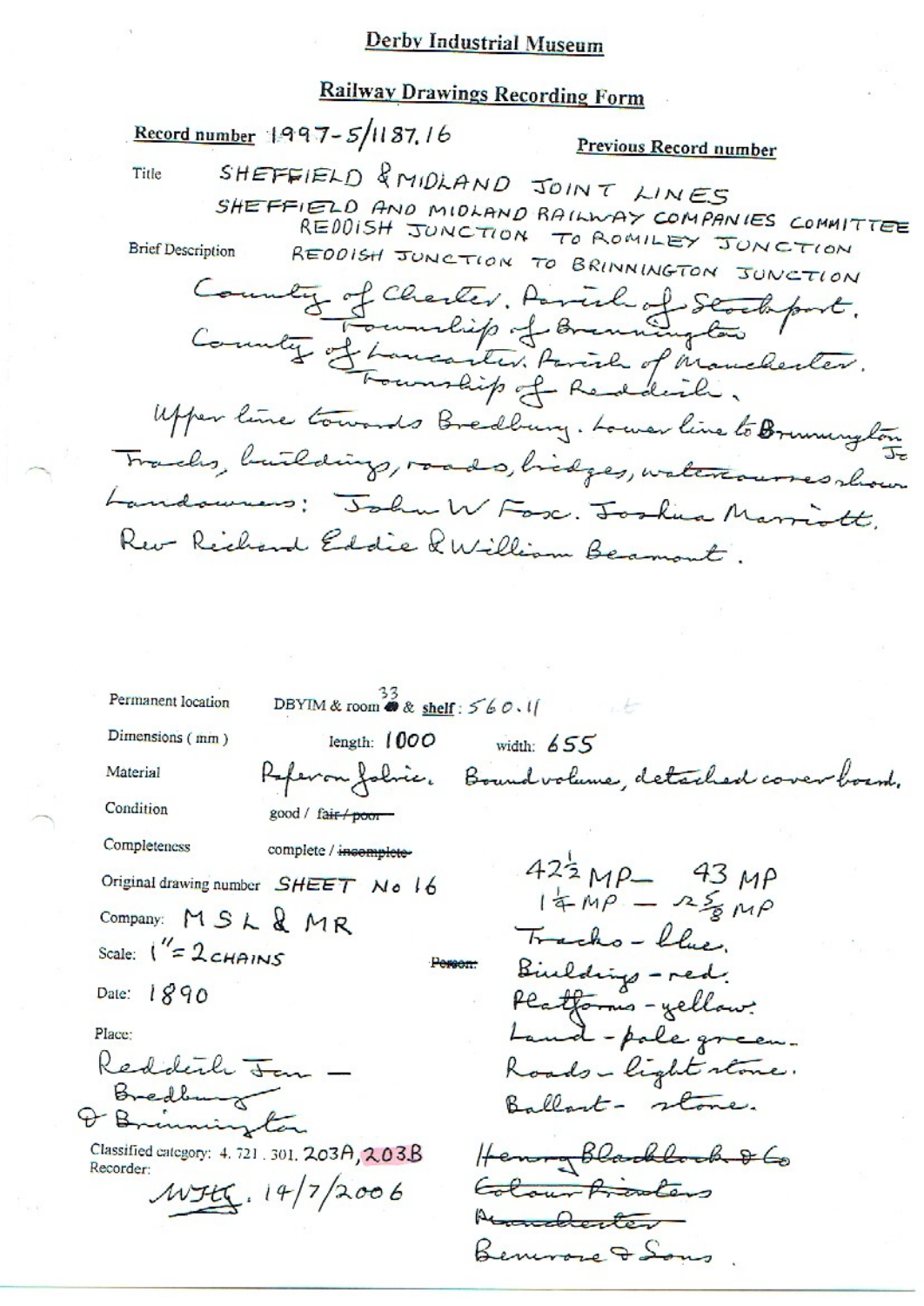# Derby Industrial Museum

## Railway Drawings Recording Form

**Record number** 1997-5/1187.16

**Previous Record number**

Title: SHEFFIELD & MIDLAND JOINT LINES
SHEFFIELD AND MIDLAND RAILWAY COMPANIES COMMITTEE
REDDISH JUNCTION TO ROMILEY JUNCTION

Brief Description: REDDISH JUNCTION TO BRINNINGTON JUNCTION

County of Chester. Parish of Stockport.
Township of Brinnington
County of Lancaster. Parish of Manchester.
Township of Reddish.

Upper line towards Bredbury. Lower line to Brinnington Jc
Tracks, buildings, roads, bridges, watercourses shown
Landowners: John W Fox. Joshua Marriott.
Rev Richard Eddie & William Beamont.

Permanent location: DBYIM & room 33 & shelf: 560.11

Dimensions (mm): length: 1000 width: 655

Material: Paper on fabric. Bound volume, detached cover board.

Condition: good / ~~fair / poor~~

Completeness: complete / ~~incomplete~~

Original drawing number: SHEET No 16

Company: MSL & MR

Scale: 1" = 2 CHAINS

Date: 1890

Place:
Reddish Jcn —
Bredbury
& Brinnington

~~Person:~~

42½ MP — 43 MP
1¼ MP — 2⅝ MP
Tracks - blue.
Buildings - red.
Platforms - yellow.
Land - pale green.
Roads - light stone.
Ballast - stone.

~~Henry Blacklock & Co~~
~~Colour Printers~~
~~Manchester~~
Bemrose & Sons.

Classified category: 4. 721. 301. 203A, 203B

Recorder:
WJH. 14/7/2006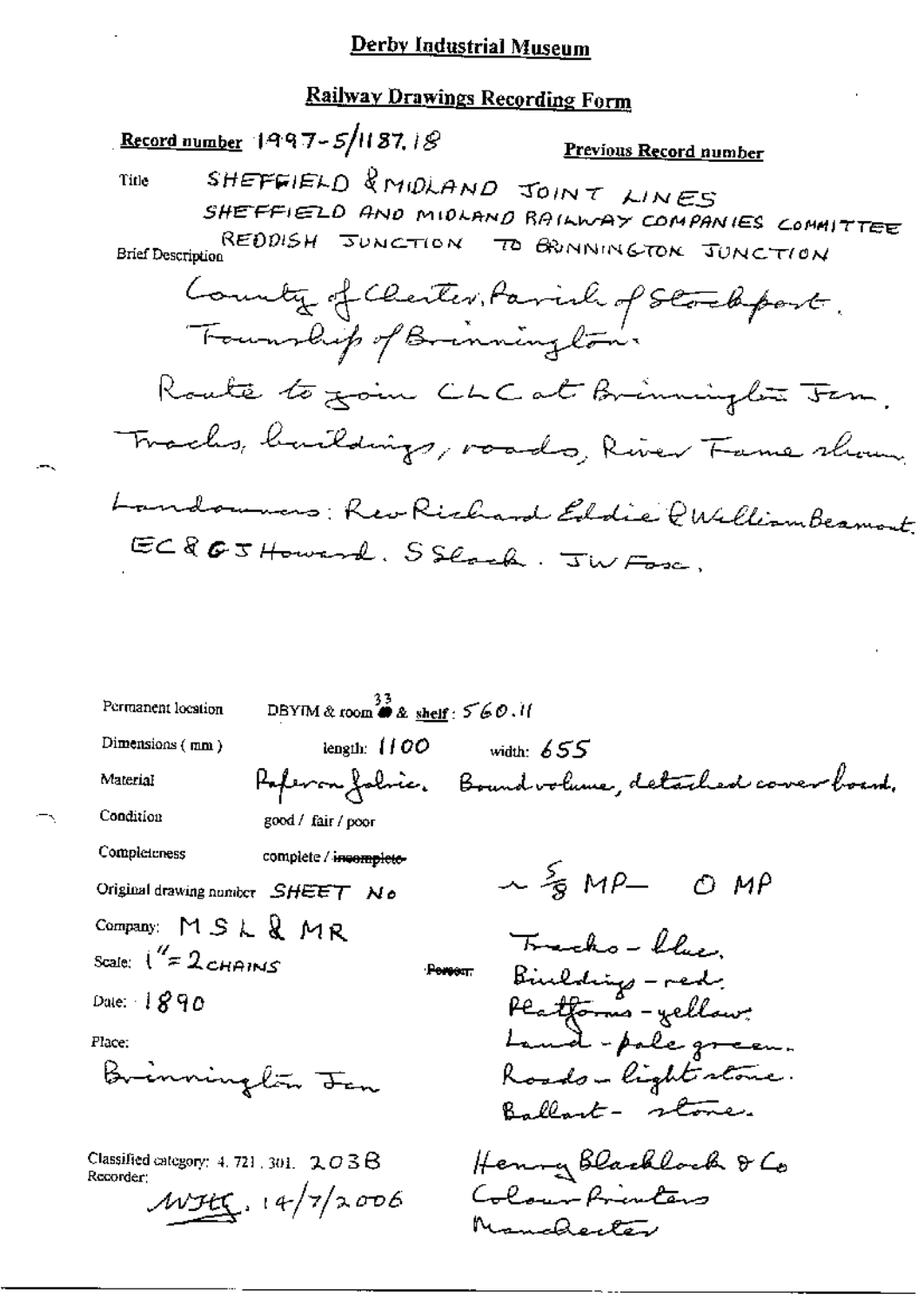## Derby Industrial Museum

### Railway Drawings Recording Form

**Record number** 1997-5/1187.18 **Previous Record number**

Title SHEFFIELD & MIDLAND JOINT LINES
SHEFFIELD AND MIDLAND RAILWAY COMPANIES COMMITTEE

Brief Description REDDISH JUNCTION TO BRINNINGTON JUNCTION

County of Chester, Parish of Stockport.
Township of Brinnington.

Route to join CLC at Brinnington Jcn.

Tracks, buildings, roads, River Tame shown.

Landowners: Rev Richard Eddie & William Beamont.
EC & GJ Howard. S Slack. JW Fosc.

Permanent location DBYIM & room 33 & shelf: 560.11

Dimensions (mm) length: 1100 width: 655

Material Paper on fabric. Bound volume, detached cover board.

Condition good / fair / poor

Completeness complete / ~~incomplete~~

Original drawing number SHEET No ~ 5/8 MP – 0 MP

Company: MSL & MR

Scale: 1" = 2 CHAINS

Date: 1890

Place:
Brinnington Jcn

Tracks – blue.
Buildings – red.
Platforms – yellow.
Land – pale green.
Roads – light stone.
Ballast – stone.

Classified category: 4.721.301. 203B
Recorder:
MJH, 14/7/2006

Henry Blacklock & Co
Colour Printers
Manchester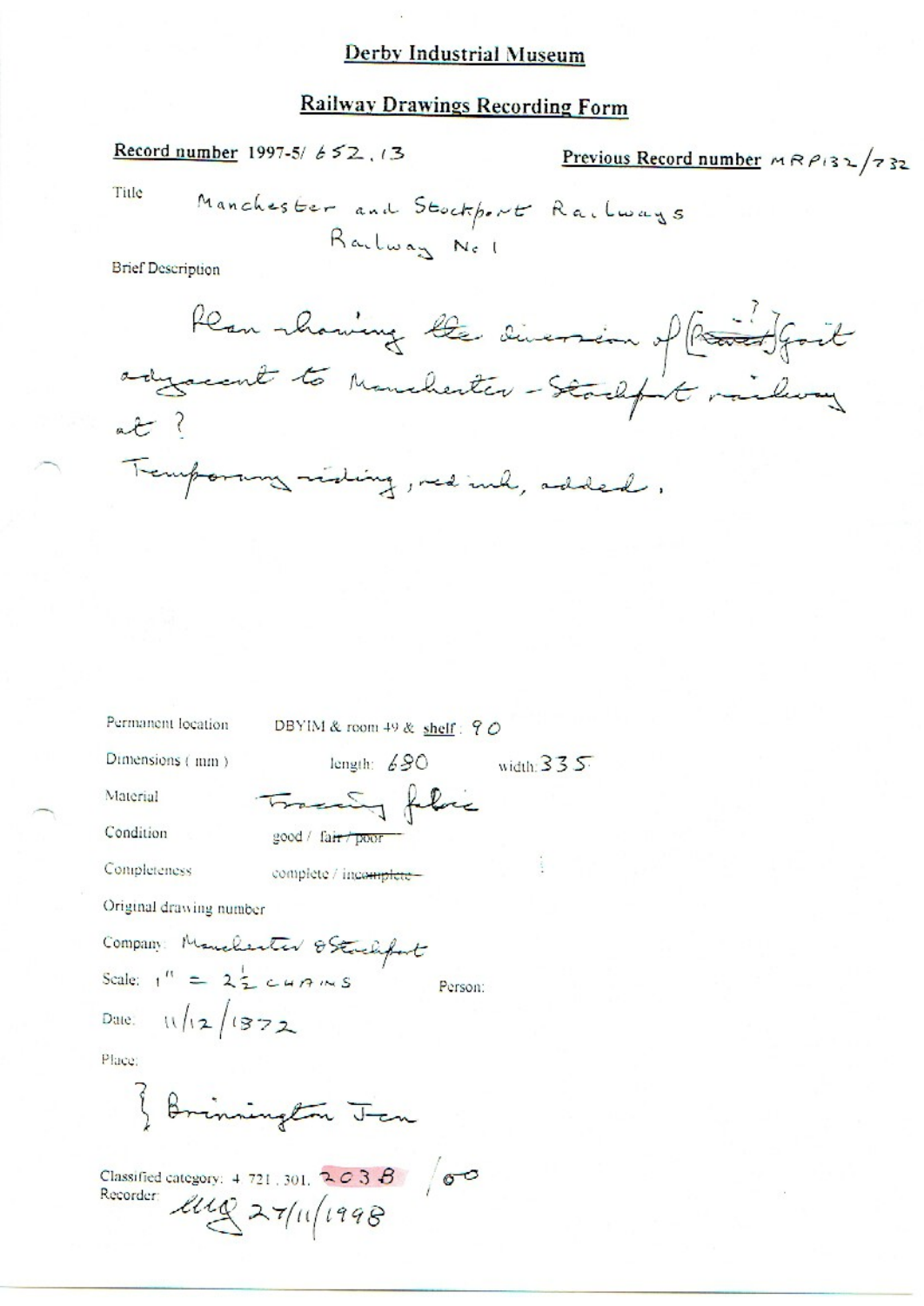# Derby Industrial Museum

## Railway Drawings Recording Form

**Record number** 1997-5/ 652.13

**Previous Record number** MRP132/732

Title

Manchester and Stockport Railways
Railway No 1

Brief Description

Plan showing the diversion of [~~Road~~?] Goit adjacent to Manchester - Stockport railway at ?

Temporary siding, red ink, added.

Permanent location DBYIM & room 49 & shelf: 90

Dimensions (mm) length: 680 width: 335

Material Tracing fabric

Condition good / ~~fair / poor~~

Completeness complete / ~~incomplete~~

Original drawing number

Company: Manchester & Stockport

Scale: 1" = 2½ CHAINS Person:

Date: 11/12/1872

Place:

? Brinnington Jcn

Classified category: 4.721.301.203B /00

Recorder: MQ 27/11/1998